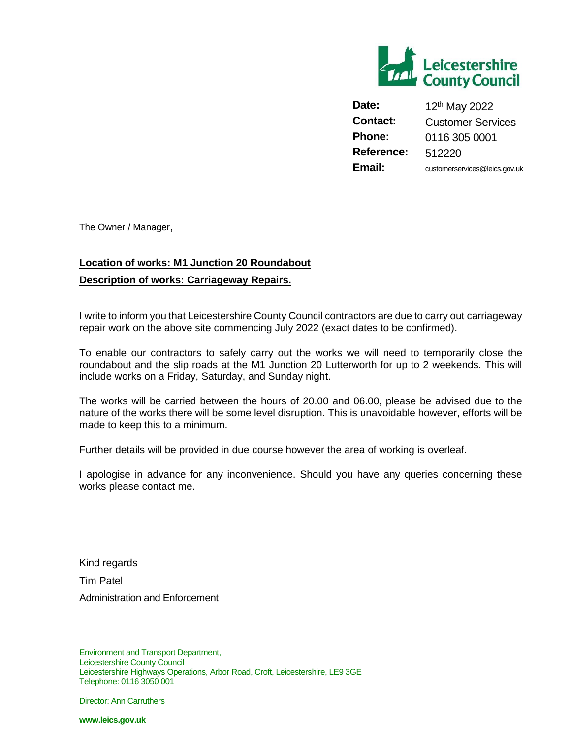Leicestershire County Council

| | |
|---|---|
| **Date:** | 12th May 2022 |
| **Contact:** | Customer Services |
| **Phone:** | 0116 305 0001 |
| **Reference:** | 512220 |
| **Email:** | customerservices@leics.gov.uk |

The Owner / Manager,

**Location of works: M1 Junction 20 Roundabout**

**Description of works: Carriageway Repairs.**

I write to inform you that Leicestershire County Council contractors are due to carry out carriageway repair work on the above site commencing July 2022 (exact dates to be confirmed).

To enable our contractors to safely carry out the works we will need to temporarily close the roundabout and the slip roads at the M1 Junction 20 Lutterworth for up to 2 weekends. This will include works on a Friday, Saturday, and Sunday night.

The works will be carried between the hours of 20.00 and 06.00, please be advised due to the nature of the works there will be some level disruption. This is unavoidable however, efforts will be made to keep this to a minimum.

Further details will be provided in due course however the area of working is overleaf.

I apologise in advance for any inconvenience. Should you have any queries concerning these works please contact me.

Kind regards

Tim Patel

Administration and Enforcement

Environment and Transport Department,
Leicestershire County Council
Leicestershire Highways Operations, Arbor Road, Croft, Leicestershire, LE9 3GE
Telephone: 0116 3050 001

Director: Ann Carruthers

**www.leics.gov.uk**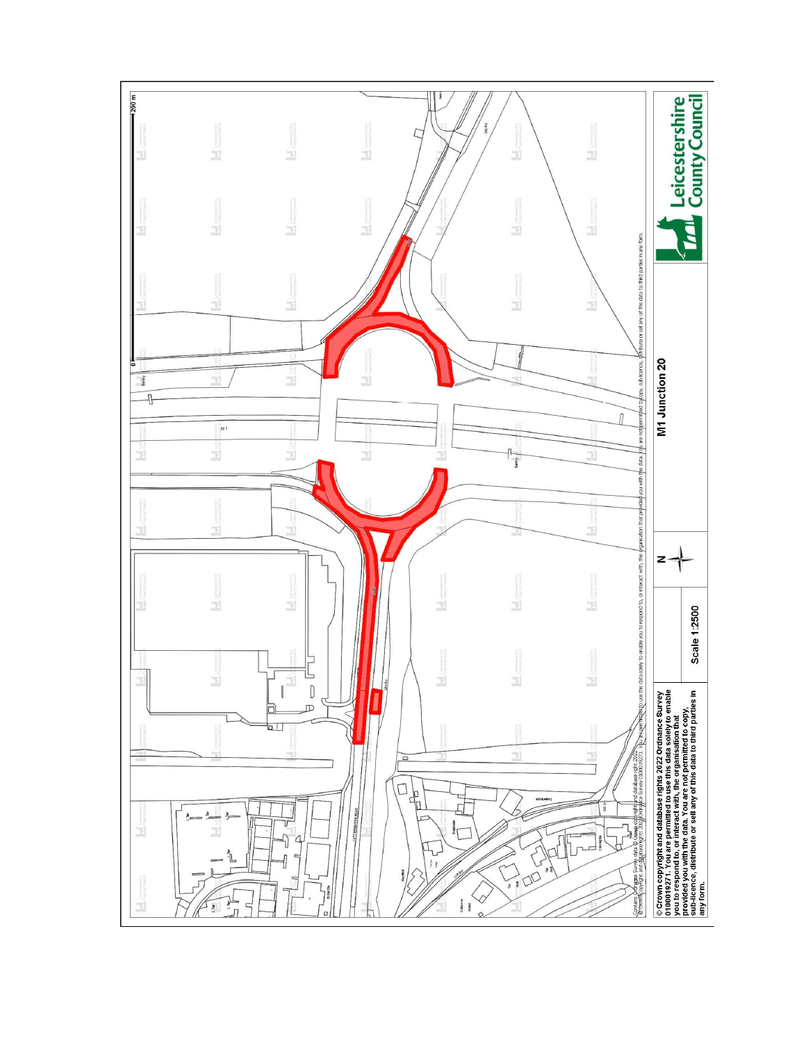0

200 m

M1 Junction 20

Scale 1:2500

N

© Crown copyright and database rights 2022 Ordnance Survey 0100019271. You are permitted to use this data solely to enable you to respond to, or interact with, the organisation that provided you with the data. You are not permitted to copy, sub-licence, distribute or sell any of this data to third parties in any form.

Leicestershire County Council